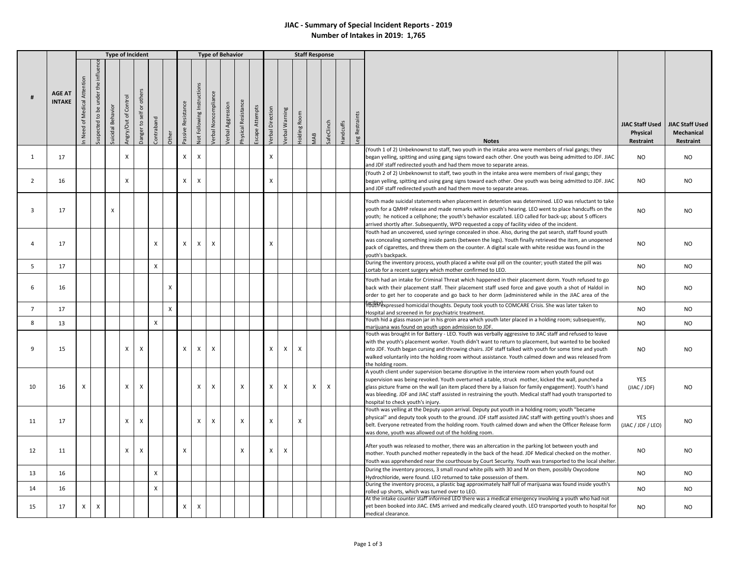# JIAC - Summary of Special Incident Reports - 2019

## Number of Intakes in 2019: 1,765

| | | Type of Incident | | | | | | | Type of Behavior | | | | | | Staff Response | | | | | | | | | |
|---|---|---|---|---|---|---|---|---|---|---|---|---|---|---|---|---|---|---|---|---|---|---|---|---|
| # | AGE AT INTAKE | In Need of Medical Attention | Suspected to be under the influence | Suicidal Behavior | Angry/Out of Control | Danger to self or others | Contraband | Other | Passive Resistance | Not Following Instructions | Verbal Noncompliance | Verbal Aggression | Physical Resistance | Escape Attempts | Verbal Direction | Verbal Warning | Holding Room | MAB | SafeClinch | Handcuffs | Leg Restraints | Notes | JIAC Staff Used Physical Restraint | JIAC Staff Used Mechanical Restraint |
| 1 | 17 | | | | X | | | | X | X | | | | | X | | | | | | | (Youth 1 of 2) Unbeknownst to staff, two youth in the intake area were members of rival gangs; they began yelling, spitting and using gang signs toward each other. One youth was being admitted to JDF. JIAC and JDF staff redirected youth and had them move to separate areas. | NO | NO |
| 2 | 16 | | | | X | | | | X | X | | | | | X | | | | | | | (Youth 2 of 2) Unbeknownst to staff, two youth in the intake area were members of rival gangs; they began yelling, spitting and using gang signs toward each other. One youth was being admitted to JDF. JIAC and JDF staff redirected youth and had them move to separate areas. | NO | NO |
| 3 | 17 | | | X | | | | | | | | | | | | | | | | | | Youth made suicidal statements when placement in detention was determined. LEO was reluctant to take youth for a QMHP release and made remarks within youth's hearing. LEO went to place handcuffs on the youth; he noticed a cellphone; the youth's behavior escalated. LEO called for back-up; about 5 officers arrived shortly after. Subsequently, WPD requested a copy of facility video of the incident. | NO | NO |
| 4 | 17 | | | | | | X | | X | X | X | | | | X | | | | | | | Youth had an uncovered, used syringe concealed in shoe. Also, during the pat search, staff found youth was concealing something inside pants (between the legs). Youth finally retrieved the item, an unopened pack of cigarettes, and threw them on the counter. A digital scale with white residue was found in the youth's backpack. | NO | NO |
| 5 | 17 | | | | | | X | | | | | | | | | | | | | | | During the inventory process, youth placed a white oval pill on the counter; youth stated the pill was Lortab for a recent surgery which mother confirmed to LEO. | NO | NO |
| 6 | 16 | | | | | | | X | | | | | | | | | | | | | | Youth had an intake for Criminal Threat which happened in their placement dorm. Youth refused to go back with their placement staff. Their placement staff used force and gave youth a shot of Haldol in order to get her to cooperate and go back to her dorm (administered while in the JIAC area of the facility). | NO | NO |
| 7 | 17 | | | | | | | X | | | | | | | | | | | | | | Youth expressed homicidal thoughts. Deputy took youth to COMCARE Crisis. She was later taken to Hospital and screened in for psychiatric treatment. | NO | NO |
| 8 | 13 | | | | | | X | | | | | | | | | | | | | | | Youth hid a glass mason jar in his groin area which youth later placed in a holding room; subsequently, marijuana was found on youth upon admission to JDF. | NO | NO |
| 9 | 15 | | | | X | X | | | X | X | X | | | | X | X | X | | | | | Youth was brought in for Battery - LEO. Youth was verbally aggressive to JIAC staff and refused to leave with the youth's placement worker. Youth didn't want to return to placement, but wanted to be booked into JDF. Youth began cursing and throwing chairs. JDF staff talked with youth for some time and youth walked voluntarily into the holding room without assistance. Youth calmed down and was released from the holding room. | NO | NO |
| 10 | 16 | X | | | X | X | | | | X | X | | X | | X | X | | X | X | | | A youth client under supervision became disruptive in the interview room when youth found out supervision was being revoked. Youth overturned a table, struck mother, kicked the wall, punched a glass picture frame on the wall (an item placed there by a liaison for family engagement). Youth's hand was bleeding. JDF and JIAC staff assisted in restraining the youth. Medical staff had youth transported to hospital to check youth's injury. | YES (JIAC / JDF) | NO |
| 11 | 17 | | | | X | X | | | | X | X | | X | | X | | X | | | | | Youth was yelling at the Deputy upon arrival. Deputy put youth in a holding room; youth "became physical" and deputy took youth to the ground. JDF staff assisted JIAC staff with getting youth's shoes and belt. Everyone retreated from the holding room. Youth calmed down and when the Officer Release form was done, youth was allowed out of the holding room. | YES (JIAC / JDF / LEO) | NO |
| 12 | 11 | | | | X | X | | | X | | | | X | | X | X | | | | | | After youth was released to mother, there was an altercation in the parking lot between youth and mother. Youth punched mother repeatedly in the back of the head. JDF Medical checked on the mother. Youth was apprehended near the courthouse by Court Security. Youth was transported to the local shelter. | NO | NO |
| 13 | 16 | | | | | | X | | | | | | | | | | | | | | | During the inventory process, 3 small round white pills with 30 and M on them, possibly Oxycodone Hydrochloride, were found. LEO returned to take possession of them. | NO | NO |
| 14 | 16 | | | | | | X | | | | | | | | | | | | | | | During the inventory process, a plastic bag approximately half full of marijuana was found inside youth's rolled up shorts, which was turned over to LEO. | NO | NO |
| 15 | 17 | X | X | | | | | | X | X | | | | | | | | | | | | At the intake counter staff informed LEO there was a medical emergency involving a youth who had not yet been booked into JIAC. EMS arrived and medically cleared youth. LEO transported youth to hospital for medical clearance. | NO | NO |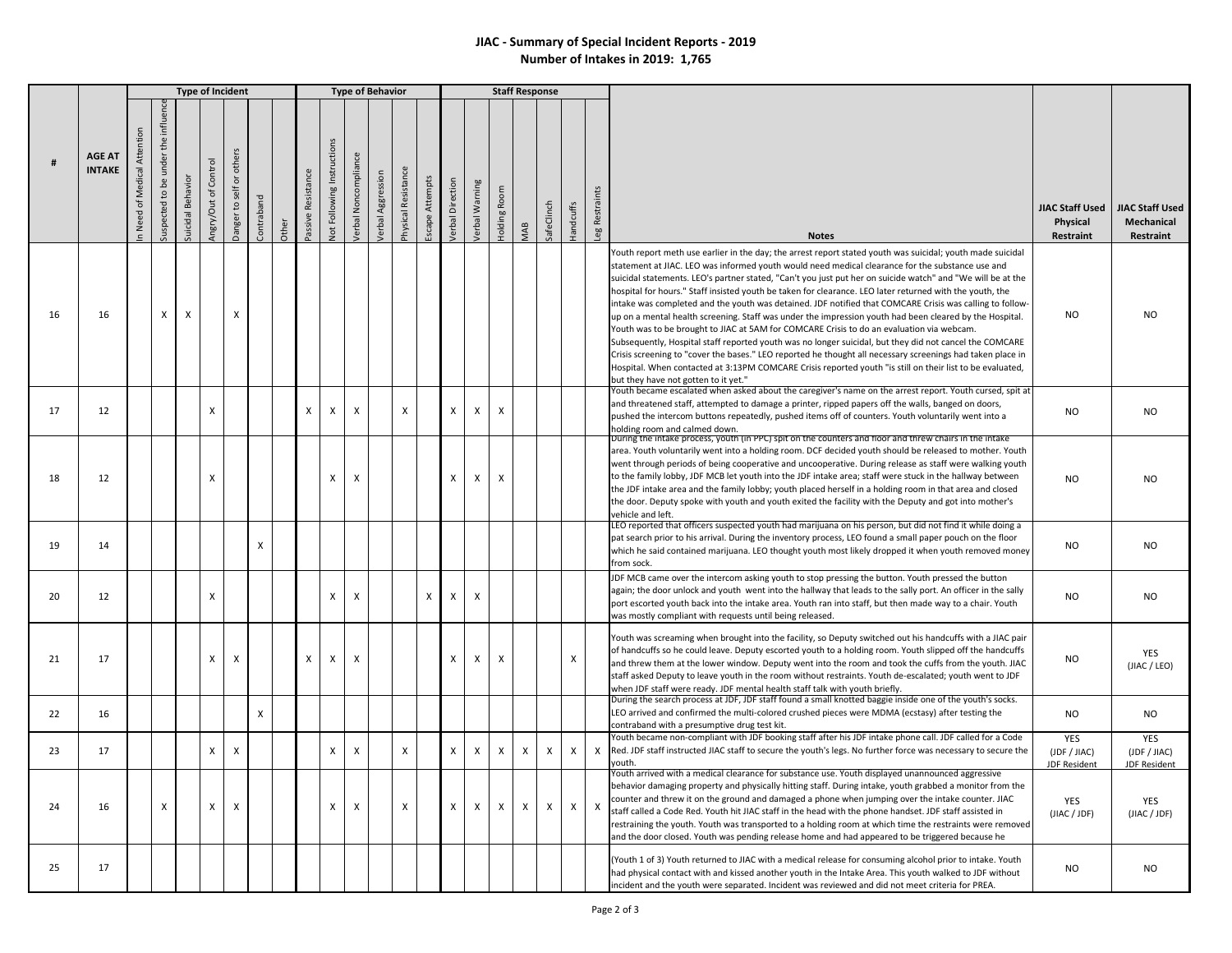# JIAC - Summary of Special Incident Reports - 2019

## Number of Intakes in 2019: 1,765

| # | AGE AT INTAKE | Type of Incident | | | | | | | Type of Behavior | | | | | | Staff Response | | | | | | | Notes | JIAC Staff Used Physical Restraint | JIAC Staff Used Mechanical Restraint |
|---|---|---|---|---|---|---|---|---|---|---|---|---|---|---|---|---|---|---|---|---|---|---|---|---|
| | | In Need of Medical Attention | Suspected to be under the influence | Suicidal Behavior | Angry/Out of Control | Danger to self or others | Contraband | Other | Passive Resistance | Not Following Instructions | Verbal Noncompliance | Verbal Aggression | Physical Resistance | Escape Attempts | Verbal Direction | Verbal Warning | Holding Room | MAB | SafeClinch | Handcuffs | Leg Restraints | | | |
| 16 | 16 | | X | X | | X | | | | | | | | | | | | | | | | Youth report meth use earlier in the day; the arrest report stated youth was suicidal; youth made suicidal statement at JIAC. LEO was informed youth would need medical clearance for the substance use and suicidal statements. LEO's partner stated, "Can't you just put her on suicide watch" and "We will be at the hospital for hours." Staff insisted youth be taken for clearance. LEO later returned with the youth, the intake was completed and the youth was detained. JDF notified that COMCARE Crisis was calling to follow-up on a mental health screening. Staff was under the impression youth had been cleared by the Hospital. Youth was to be brought to JIAC at 5AM for COMCARE Crisis to do an evaluation via webcam. Subsequently, Hospital staff reported youth was no longer suicidal, but they did not cancel the COMCARE Crisis screening to "cover the bases." LEO reported he thought all necessary screenings had taken place in Hospital. When contacted at 3:13PM COMCARE Crisis reported youth "is still on their list to be evaluated, but they have not gotten to it yet." | NO | NO |
| 17 | 12 | | | | X | | | | X | X | X | | X | | X | X | X | | | | | Youth became escalated when asked about the caregiver's name on the arrest report. Youth cursed, spit at and threatened staff, attempted to damage a printer, ripped papers off the walls, banged on doors, pushed the intercom buttons repeatedly, pushed items off of counters. Youth voluntarily went into a holding room and calmed down. | NO | NO |
| 18 | 12 | | | | X | | | | | X | X | | | | X | X | X | | | | | During the intake process, youth (in PPC) spit on the counters and floor and threw chairs in the intake area. Youth voluntarily went into a holding room. DCF decided youth should be released to mother. Youth went through periods of being cooperative and uncooperative. During release as staff were walking youth to the family lobby, JDF MCB let youth into the JDF intake area; staff were stuck in the hallway between the JDF intake area and the family lobby; youth placed herself in a holding room in that area and closed the door. Deputy spoke with youth and youth exited the facility with the Deputy and got into mother's vehicle and left. | NO | NO |
| 19 | 14 | | | | | | X | | | | | | | | | | | | | | | LEO reported that officers suspected youth had marijuana on his person, but did not find it while doing a pat search prior to his arrival. During the inventory process, LEO found a small paper pouch on the floor which he said contained marijuana. LEO thought youth most likely dropped it when youth removed money from sock. | NO | NO |
| 20 | 12 | | | | X | | | | | X | X | | | X | X | X | | | | | | JDF MCB came over the intercom asking youth to stop pressing the button. Youth pressed the button again; the door unlock and youth went into the hallway that leads to the sally port. An officer in the sally port escorted youth back into the intake area. Youth ran into staff, but then made way to a chair. Youth was mostly compliant with requests until being released. | NO | NO |
| 21 | 17 | | | | X | X | | | X | X | X | | | | X | X | X | | | X | | Youth was screaming when brought into the facility, so Deputy switched out his handcuffs with a JIAC pair of handcuffs so he could leave. Deputy escorted youth to a holding room. Youth slipped off the handcuffs and threw them at the lower window. Deputy went into the room and took the cuffs from the youth. JIAC staff asked Deputy to leave youth in the room without restraints. Youth de-escalated; youth went to JDF when JDF staff were ready. JDF mental health staff talk with youth briefly. | NO | YES (JIAC / LEO) |
| 22 | 16 | | | | | | X | | | | | | | | | | | | | | | During the search process at JDF, JDF staff found a small knotted baggie inside one of the youth's socks. LEO arrived and confirmed the multi-colored crushed pieces were MDMA (ecstasy) after testing the contraband with a presumptive drug test kit. | NO | NO |
| 23 | 17 | | | | X | X | | | | X | X | | X | | X | X | X | X | X | X | X | Youth became non-compliant with JDF booking staff after his JDF intake phone call. JDF called for a Code Red. JDF staff instructed JIAC staff to secure the youth's legs. No further force was necessary to secure the youth. | YES (JDF / JIAC) JDF Resident | YES (JDF / JIAC) JDF Resident |
| 24 | 16 | | X | | X | X | | | | X | X | | X | | X | X | X | X | X | X | X | Youth arrived with a medical clearance for substance use. Youth displayed unannounced aggressive behavior damaging property and physically hitting staff. During intake, youth grabbed a monitor from the counter and threw it on the ground and damaged a phone when jumping over the intake counter. JIAC staff called a Code Red. Youth hit JIAC staff in the head with the phone handset. JDF staff assisted in restraining the youth. Youth was transported to a holding room at which time the restraints were removed and the door closed. Youth was pending release home and had appeared to be triggered because he | YES (JIAC / JDF) | YES (JIAC / JDF) |
| 25 | 17 | | | | | | | | | | | | | | | | | | | | | (Youth 1 of 3) Youth returned to JIAC with a medical release for consuming alcohol prior to intake. Youth had physical contact with and kissed another youth in the Intake Area. This youth walked to JDF without incident and the youth were separated. Incident was reviewed and did not meet criteria for PREA. | NO | NO |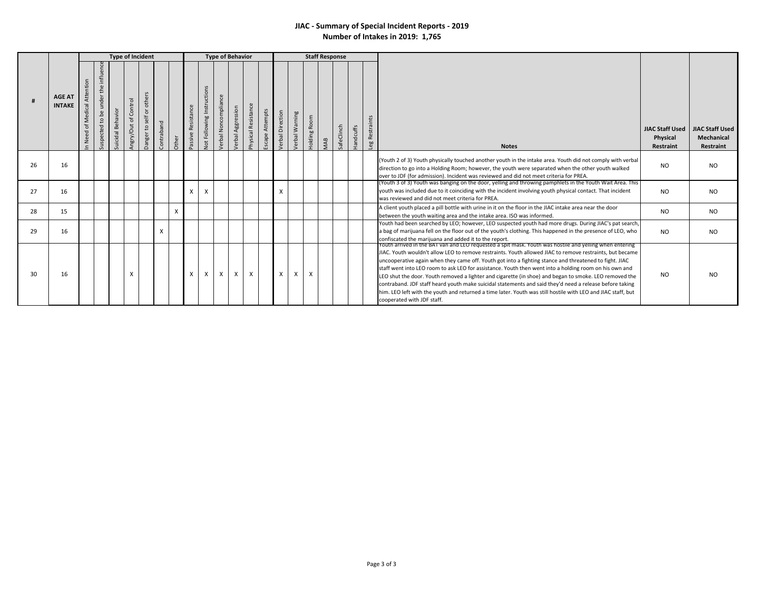# JIAC - Summary of Special Incident Reports - 2019

## Number of Intakes in 2019: 1,765

| # | AGE AT INTAKE | Type of Incident | | | | | | | Type of Behavior | | | | | | Staff Response | | | | | | | Notes | JIAC Staff Used Physical Restraint | JIAC Staff Used Mechanical Restraint |
|---|---|---|---|---|---|---|---|---|---|---|---|---|---|---|---|---|---|---|---|---|---|---|---|---|
| | | In Need of Medical Attention | Suspected to be under the influence | Suicidal Behavior | Angry/Out of Control | Danger to self or others | Contraband | Other | Passive Resistance | Not Following Instructions | Verbal Noncompliance | Verbal Aggression | Physical Resistance | Escape Attempts | Verbal Direction | Verbal Warning | Holding Room | MAB | SafeClinch | Handcuffs | Leg Restraints | | | |
| 26 | 16 | | | | | | | | | | | | | | | | | | | | | (Youth 2 of 3) Youth physically touched another youth in the intake area. Youth did not comply with verbal direction to go into a Holding Room; however, the youth were separated when the other youth walked over to JDF (for admission). Incident was reviewed and did not meet criteria for PREA. | NO | NO |
| 27 | 16 | | | | | | | | X | X | | | | | X | | | | | | | (Youth 3 of 3) Youth was banging on the door, yelling and throwing pamphlets in the Youth Wait Area. This youth was included due to it coinciding with the incident involving youth physical contact. That incident was reviewed and did not meet criteria for PREA. | NO | NO |
| 28 | 15 | | | | | | | X | | | | | | | | | | | | | | A client youth placed a pill bottle with urine in it on the floor in the JIAC intake area near the door between the youth waiting area and the intake area. ISO was informed. | NO | NO |
| 29 | 16 | | | | | | X | | | | | | | | | | | | | | | Youth had been searched by LEO; however, LEO suspected youth had more drugs. During JIAC's pat search, a bag of marijuana fell on the floor out of the youth's clothing. This happened in the presence of LEO, who confiscated the marijuana and added it to the report. | NO | NO |
| 30 | 16 | | | | X | | | | X | X | X | X | X | | X | X | X | | | | | Youth arrived in the BAT van and LEO requested a spit mask. Youth was hostile and yelling when entering JIAC. Youth wouldn't allow LEO to remove restraints. Youth allowed JIAC to remove restraints, but became uncooperative again when they came off. Youth got into a fighting stance and threatened to fight. JIAC staff went into LEO room to ask LEO for assistance. Youth then went into a holding room on his own and LEO shut the door. Youth removed a lighter and cigarette (in shoe) and began to smoke. LEO removed the contraband. JDF staff heard youth make suicidal statements and said they'd need a release before taking him. LEO left with the youth and returned a time later. Youth was still hostile with LEO and JIAC staff, but cooperated with JDF staff. | NO | NO |